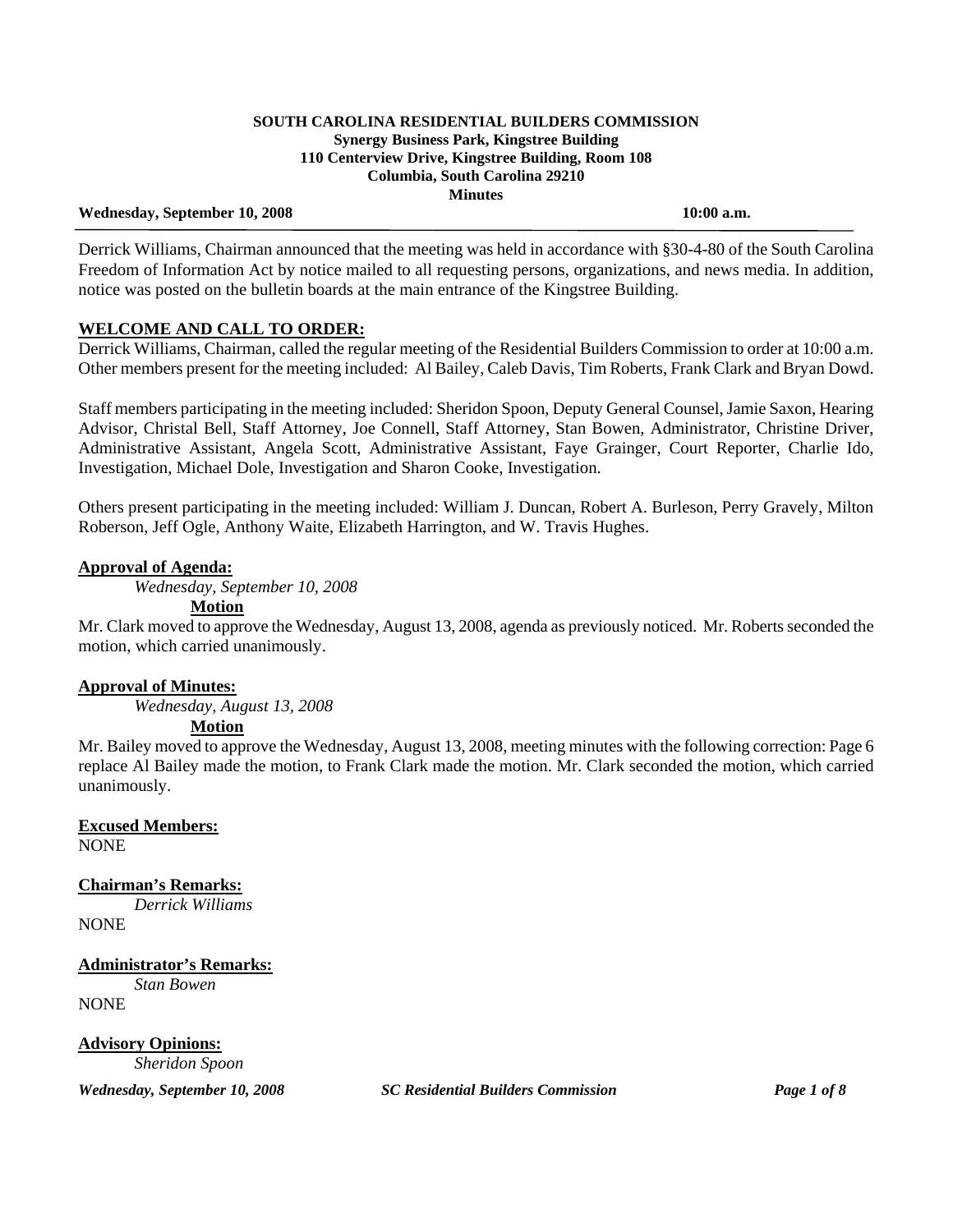**SOUTH CAROLINA RESIDENTIAL BUILDERS COMMISSION**
**Synergy Business Park, Kingstree Building**
**110 Centerview Drive, Kingstree Building, Room 108**
**Columbia, South Carolina 29210**
**Minutes**

**Wednesday, September 10, 2008** **10:00 a.m.**

Derrick Williams, Chairman announced that the meeting was held in accordance with §30-4-80 of the South Carolina Freedom of Information Act by notice mailed to all requesting persons, organizations, and news media. In addition, notice was posted on the bulletin boards at the main entrance of the Kingstree Building.

## WELCOME AND CALL TO ORDER:

Derrick Williams, Chairman, called the regular meeting of the Residential Builders Commission to order at 10:00 a.m. Other members present for the meeting included: Al Bailey, Caleb Davis, Tim Roberts, Frank Clark and Bryan Dowd.

Staff members participating in the meeting included: Sheridon Spoon, Deputy General Counsel, Jamie Saxon, Hearing Advisor, Christal Bell, Staff Attorney, Joe Connell, Staff Attorney, Stan Bowen, Administrator, Christine Driver, Administrative Assistant, Angela Scott, Administrative Assistant, Faye Grainger, Court Reporter, Charlie Ido, Investigation, Michael Dole, Investigation and Sharon Cooke, Investigation.

Others present participating in the meeting included: William J. Duncan, Robert A. Burleson, Perry Gravely, Milton Roberson, Jeff Ogle, Anthony Waite, Elizabeth Harrington, and W. Travis Hughes.

## Approval of Agenda:

*Wednesday, September 10, 2008*

**Motion**

Mr. Clark moved to approve the Wednesday, August 13, 2008, agenda as previously noticed. Mr. Roberts seconded the motion, which carried unanimously.

## Approval of Minutes:

*Wednesday, August 13, 2008*

**Motion**

Mr. Bailey moved to approve the Wednesday, August 13, 2008, meeting minutes with the following correction: Page 6 replace Al Bailey made the motion, to Frank Clark made the motion. Mr. Clark seconded the motion, which carried unanimously.

## Excused Members:

NONE

## Chairman's Remarks:

*Derrick Williams*

NONE

## Administrator's Remarks:

*Stan Bowen*

NONE

## Advisory Opinions:

*Sheridon Spoon*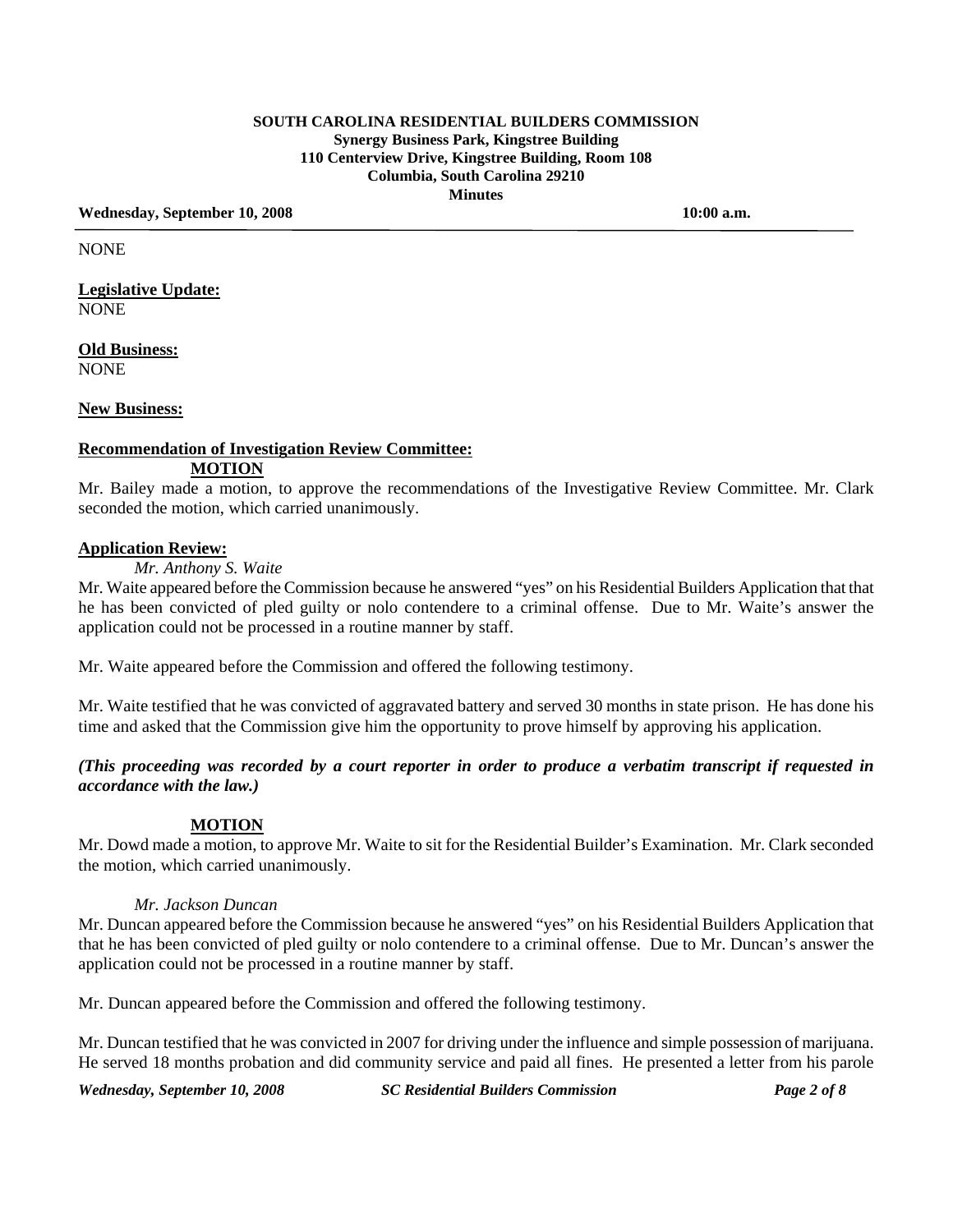NONE

**Legislative Update:**
NONE

**Old Business:**
NONE

**New Business:**

**Recommendation of Investigation Review Committee:**

**MOTION**

Mr. Bailey made a motion, to approve the recommendations of the Investigative Review Committee. Mr. Clark seconded the motion, which carried unanimously.

**Application Review:**

*Mr. Anthony S. Waite*

Mr. Waite appeared before the Commission because he answered "yes" on his Residential Builders Application that that he has been convicted of pled guilty or nolo contendere to a criminal offense. Due to Mr. Waite's answer the application could not be processed in a routine manner by staff.

Mr. Waite appeared before the Commission and offered the following testimony.

Mr. Waite testified that he was convicted of aggravated battery and served 30 months in state prison. He has done his time and asked that the Commission give him the opportunity to prove himself by approving his application.

***(This proceeding was recorded by a court reporter in order to produce a verbatim transcript if requested in accordance with the law.)***

**MOTION**

Mr. Dowd made a motion, to approve Mr. Waite to sit for the Residential Builder's Examination. Mr. Clark seconded the motion, which carried unanimously.

*Mr. Jackson Duncan*

Mr. Duncan appeared before the Commission because he answered "yes" on his Residential Builders Application that that he has been convicted of pled guilty or nolo contendere to a criminal offense. Due to Mr. Duncan's answer the application could not be processed in a routine manner by staff.

Mr. Duncan appeared before the Commission and offered the following testimony.

Mr. Duncan testified that he was convicted in 2007 for driving under the influence and simple possession of marijuana. He served 18 months probation and did community service and paid all fines. He presented a letter from his parole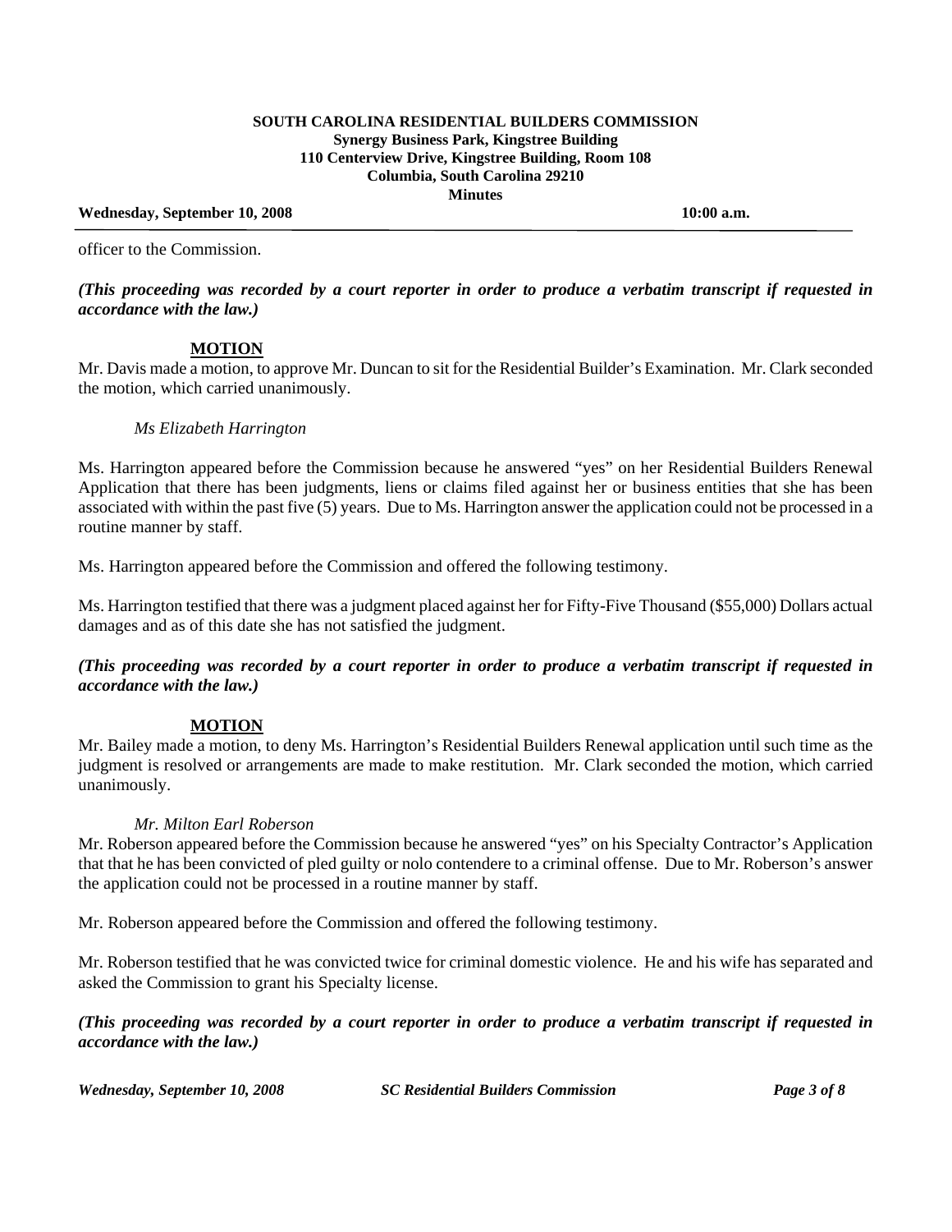officer to the Commission.

***(This proceeding was recorded by a court reporter in order to produce a verbatim transcript if requested in accordance with the law.)***

**MOTION**

Mr. Davis made a motion, to approve Mr. Duncan to sit for the Residential Builder's Examination. Mr. Clark seconded the motion, which carried unanimously.

*Ms Elizabeth Harrington*

Ms. Harrington appeared before the Commission because he answered "yes" on her Residential Builders Renewal Application that there has been judgments, liens or claims filed against her or business entities that she has been associated with within the past five (5) years. Due to Ms. Harrington answer the application could not be processed in a routine manner by staff.

Ms. Harrington appeared before the Commission and offered the following testimony.

Ms. Harrington testified that there was a judgment placed against her for Fifty-Five Thousand ($55,000) Dollars actual damages and as of this date she has not satisfied the judgment.

***(This proceeding was recorded by a court reporter in order to produce a verbatim transcript if requested in accordance with the law.)***

**MOTION**

Mr. Bailey made a motion, to deny Ms. Harrington's Residential Builders Renewal application until such time as the judgment is resolved or arrangements are made to make restitution. Mr. Clark seconded the motion, which carried unanimously.

*Mr. Milton Earl Roberson*

Mr. Roberson appeared before the Commission because he answered "yes" on his Specialty Contractor's Application that that he has been convicted of pled guilty or nolo contendere to a criminal offense. Due to Mr. Roberson's answer the application could not be processed in a routine manner by staff.

Mr. Roberson appeared before the Commission and offered the following testimony.

Mr. Roberson testified that he was convicted twice for criminal domestic violence. He and his wife has separated and asked the Commission to grant his Specialty license.

***(This proceeding was recorded by a court reporter in order to produce a verbatim transcript if requested in accordance with the law.)***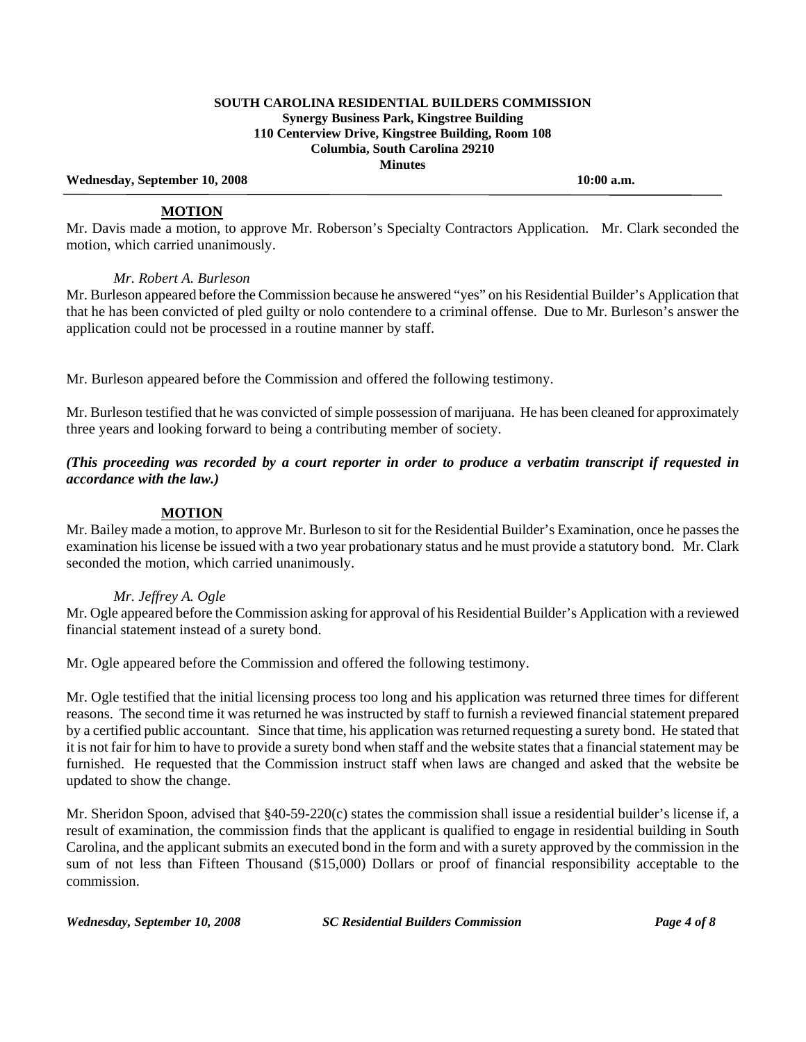**MOTION**

Mr. Davis made a motion, to approve Mr. Roberson's Specialty Contractors Application. Mr. Clark seconded the motion, which carried unanimously.

*Mr. Robert A. Burleson*

Mr. Burleson appeared before the Commission because he answered "yes" on his Residential Builder's Application that that he has been convicted of pled guilty or nolo contendere to a criminal offense. Due to Mr. Burleson's answer the application could not be processed in a routine manner by staff.

Mr. Burleson appeared before the Commission and offered the following testimony.

Mr. Burleson testified that he was convicted of simple possession of marijuana. He has been cleaned for approximately three years and looking forward to being a contributing member of society.

***(This proceeding was recorded by a court reporter in order to produce a verbatim transcript if requested in accordance with the law.)***

**MOTION**

Mr. Bailey made a motion, to approve Mr. Burleson to sit for the Residential Builder's Examination, once he passes the examination his license be issued with a two year probationary status and he must provide a statutory bond. Mr. Clark seconded the motion, which carried unanimously.

*Mr. Jeffrey A. Ogle*

Mr. Ogle appeared before the Commission asking for approval of his Residential Builder's Application with a reviewed financial statement instead of a surety bond.

Mr. Ogle appeared before the Commission and offered the following testimony.

Mr. Ogle testified that the initial licensing process too long and his application was returned three times for different reasons. The second time it was returned he was instructed by staff to furnish a reviewed financial statement prepared by a certified public accountant. Since that time, his application was returned requesting a surety bond. He stated that it is not fair for him to have to provide a surety bond when staff and the website states that a financial statement may be furnished. He requested that the Commission instruct staff when laws are changed and asked that the website be updated to show the change.

Mr. Sheridon Spoon, advised that §40-59-220(c) states the commission shall issue a residential builder's license if, a result of examination, the commission finds that the applicant is qualified to engage in residential building in South Carolina, and the applicant submits an executed bond in the form and with a surety approved by the commission in the sum of not less than Fifteen Thousand ($15,000) Dollars or proof of financial responsibility acceptable to the commission.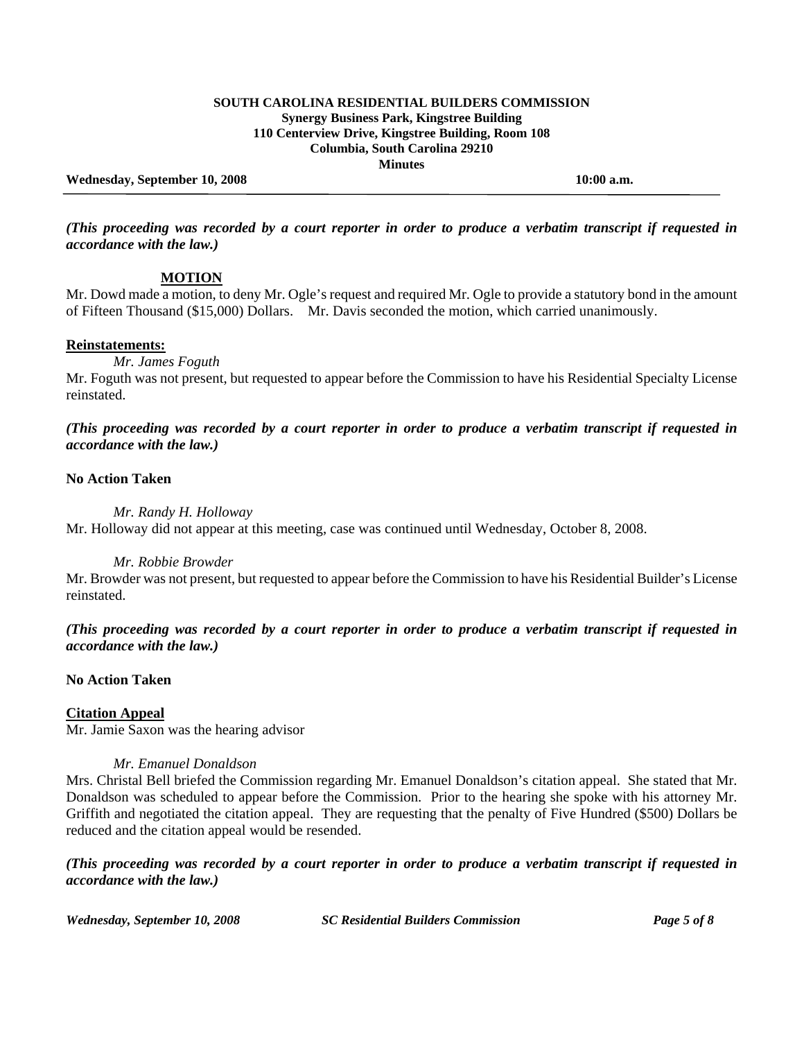**SOUTH CAROLINA RESIDENTIAL BUILDERS COMMISSION**
**Synergy Business Park, Kingstree Building**
**110 Centerview Drive, Kingstree Building, Room 108**
**Columbia, South Carolina 29210**
**Minutes**

**Wednesday, September 10, 2008** **10:00 a.m.**

***(This proceeding was recorded by a court reporter in order to produce a verbatim transcript if requested in accordance with the law.)***

**MOTION**

Mr. Dowd made a motion, to deny Mr. Ogle's request and required Mr. Ogle to provide a statutory bond in the amount of Fifteen Thousand ($15,000) Dollars. Mr. Davis seconded the motion, which carried unanimously.

**Reinstatements:**

*Mr. James Foguth*

Mr. Foguth was not present, but requested to appear before the Commission to have his Residential Specialty License reinstated.

***(This proceeding was recorded by a court reporter in order to produce a verbatim transcript if requested in accordance with the law.)***

**No Action Taken**

*Mr. Randy H. Holloway*

Mr. Holloway did not appear at this meeting, case was continued until Wednesday, October 8, 2008.

*Mr. Robbie Browder*

Mr. Browder was not present, but requested to appear before the Commission to have his Residential Builder's License reinstated.

***(This proceeding was recorded by a court reporter in order to produce a verbatim transcript if requested in accordance with the law.)***

**No Action Taken**

**Citation Appeal**

Mr. Jamie Saxon was the hearing advisor

*Mr. Emanuel Donaldson*

Mrs. Christal Bell briefed the Commission regarding Mr. Emanuel Donaldson's citation appeal. She stated that Mr. Donaldson was scheduled to appear before the Commission. Prior to the hearing she spoke with his attorney Mr. Griffith and negotiated the citation appeal. They are requesting that the penalty of Five Hundred ($500) Dollars be reduced and the citation appeal would be resended.

***(This proceeding was recorded by a court reporter in order to produce a verbatim transcript if requested in accordance with the law.)***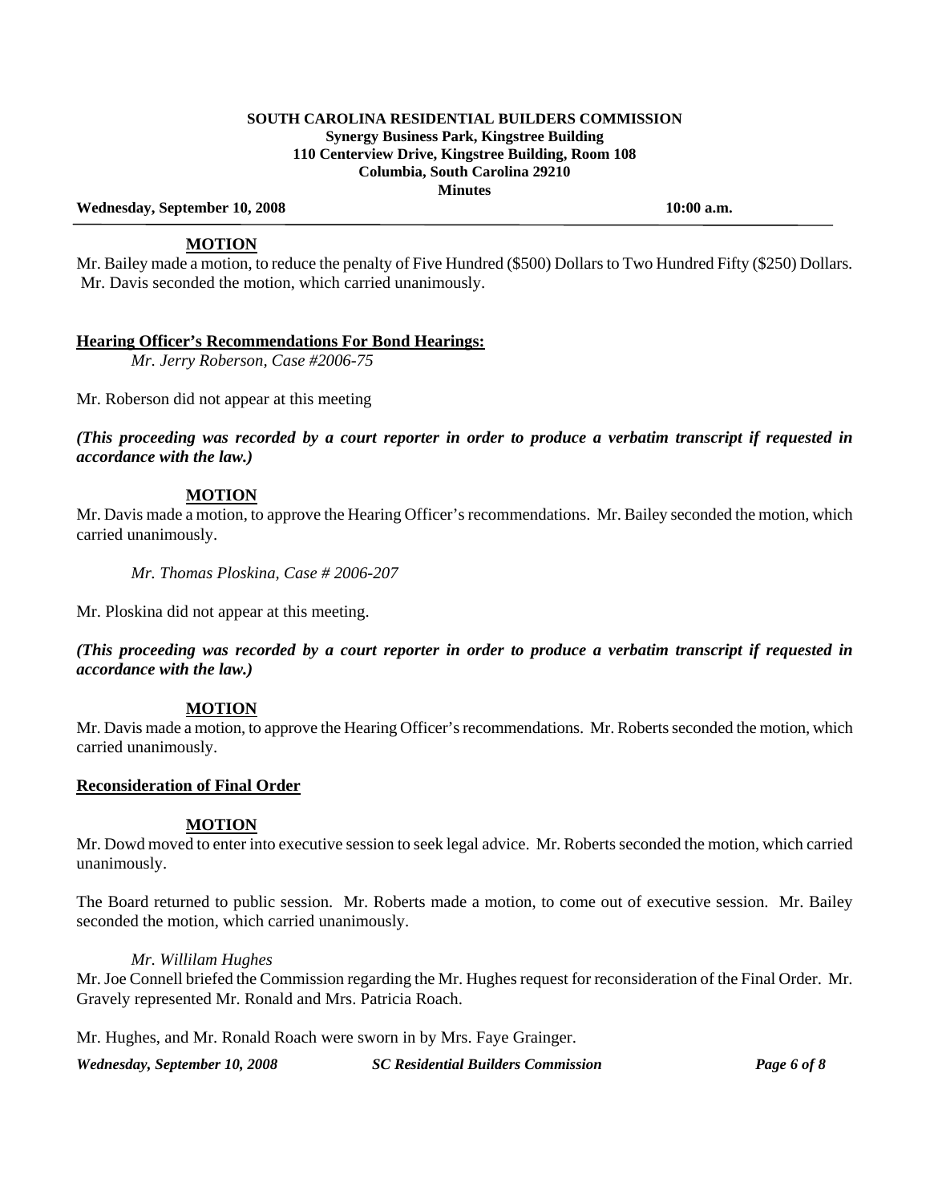**MOTION**

Mr. Bailey made a motion, to reduce the penalty of Five Hundred ($500) Dollars to Two Hundred Fifty ($250) Dollars. Mr. Davis seconded the motion, which carried unanimously.

**Hearing Officer's Recommendations For Bond Hearings:**

*Mr. Jerry Roberson, Case #2006-75*

Mr. Roberson did not appear at this meeting

***(This proceeding was recorded by a court reporter in order to produce a verbatim transcript if requested in accordance with the law.)***

**MOTION**

Mr. Davis made a motion, to approve the Hearing Officer's recommendations. Mr. Bailey seconded the motion, which carried unanimously.

*Mr. Thomas Ploskina, Case # 2006-207*

Mr. Ploskina did not appear at this meeting.

***(This proceeding was recorded by a court reporter in order to produce a verbatim transcript if requested in accordance with the law.)***

**MOTION**

Mr. Davis made a motion, to approve the Hearing Officer's recommendations. Mr. Roberts seconded the motion, which carried unanimously.

**Reconsideration of Final Order**

**MOTION**

Mr. Dowd moved to enter into executive session to seek legal advice. Mr. Roberts seconded the motion, which carried unanimously.

The Board returned to public session. Mr. Roberts made a motion, to come out of executive session. Mr. Bailey seconded the motion, which carried unanimously.

*Mr. Willilam Hughes*

Mr. Joe Connell briefed the Commission regarding the Mr. Hughes request for reconsideration of the Final Order. Mr. Gravely represented Mr. Ronald and Mrs. Patricia Roach.

Mr. Hughes, and Mr. Ronald Roach were sworn in by Mrs. Faye Grainger.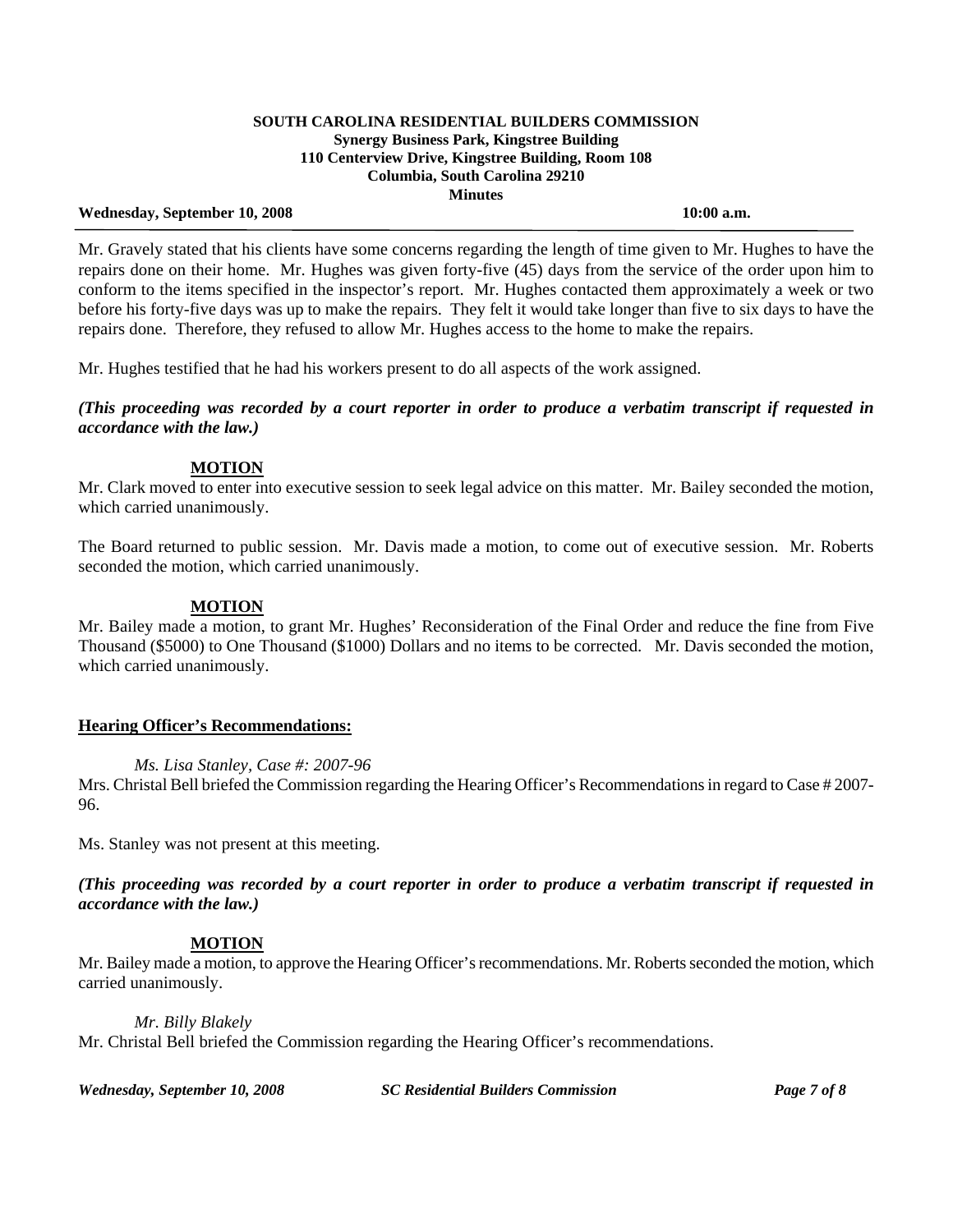Mr. Gravely stated that his clients have some concerns regarding the length of time given to Mr. Hughes to have the repairs done on their home. Mr. Hughes was given forty-five (45) days from the service of the order upon him to conform to the items specified in the inspector's report. Mr. Hughes contacted them approximately a week or two before his forty-five days was up to make the repairs. They felt it would take longer than five to six days to have the repairs done. Therefore, they refused to allow Mr. Hughes access to the home to make the repairs.

Mr. Hughes testified that he had his workers present to do all aspects of the work assigned.

***(This proceeding was recorded by a court reporter in order to produce a verbatim transcript if requested in accordance with the law.)***

**MOTION**

Mr. Clark moved to enter into executive session to seek legal advice on this matter. Mr. Bailey seconded the motion, which carried unanimously.

The Board returned to public session. Mr. Davis made a motion, to come out of executive session. Mr. Roberts seconded the motion, which carried unanimously.

**MOTION**

Mr. Bailey made a motion, to grant Mr. Hughes' Reconsideration of the Final Order and reduce the fine from Five Thousand ($5000) to One Thousand ($1000) Dollars and no items to be corrected. Mr. Davis seconded the motion, which carried unanimously.

**Hearing Officer's Recommendations:**

*Ms. Lisa Stanley, Case #: 2007-96*

Mrs. Christal Bell briefed the Commission regarding the Hearing Officer's Recommendations in regard to Case # 2007-96.

Ms. Stanley was not present at this meeting.

***(This proceeding was recorded by a court reporter in order to produce a verbatim transcript if requested in accordance with the law.)***

**MOTION**

Mr. Bailey made a motion, to approve the Hearing Officer's recommendations. Mr. Roberts seconded the motion, which carried unanimously.

*Mr. Billy Blakely*

Mr. Christal Bell briefed the Commission regarding the Hearing Officer's recommendations.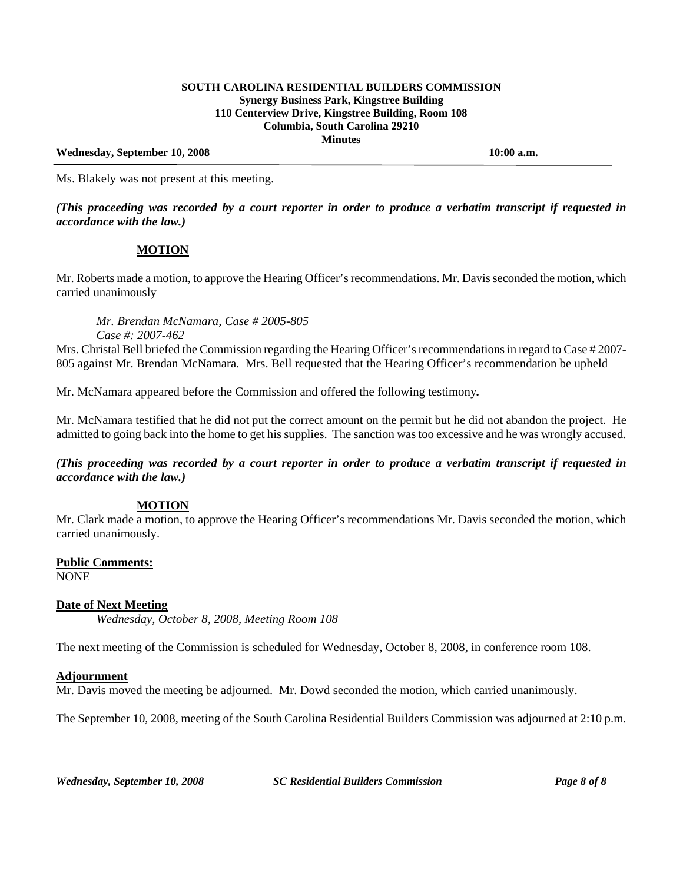**SOUTH CAROLINA RESIDENTIAL BUILDERS COMMISSION**
**Synergy Business Park, Kingstree Building**
**110 Centerview Drive, Kingstree Building, Room 108**
**Columbia, South Carolina 29210**
**Minutes**

**Wednesday, September 10, 2008** **10:00 a.m.**

Ms. Blakely was not present at this meeting.

***(This proceeding was recorded by a court reporter in order to produce a verbatim transcript if requested in accordance with the law.)***

**MOTION**

Mr. Roberts made a motion, to approve the Hearing Officer's recommendations. Mr. Davis seconded the motion, which carried unanimously

*Mr. Brendan McNamara, Case # 2005-805*
*Case #: 2007-462*

Mrs. Christal Bell briefed the Commission regarding the Hearing Officer's recommendations in regard to Case # 2007-805 against Mr. Brendan McNamara. Mrs. Bell requested that the Hearing Officer's recommendation be upheld

Mr. McNamara appeared before the Commission and offered the following testimony**.**

Mr. McNamara testified that he did not put the correct amount on the permit but he did not abandon the project. He admitted to going back into the home to get his supplies. The sanction was too excessive and he was wrongly accused.

***(This proceeding was recorded by a court reporter in order to produce a verbatim transcript if requested in accordance with the law.)***

**MOTION**

Mr. Clark made a motion, to approve the Hearing Officer's recommendations Mr. Davis seconded the motion, which carried unanimously.

**Public Comments:**
NONE

**Date of Next Meeting**

*Wednesday, October 8, 2008, Meeting Room 108*

The next meeting of the Commission is scheduled for Wednesday, October 8, 2008, in conference room 108.

**Adjournment**

Mr. Davis moved the meeting be adjourned. Mr. Dowd seconded the motion, which carried unanimously.

The September 10, 2008, meeting of the South Carolina Residential Builders Commission was adjourned at 2:10 p.m.